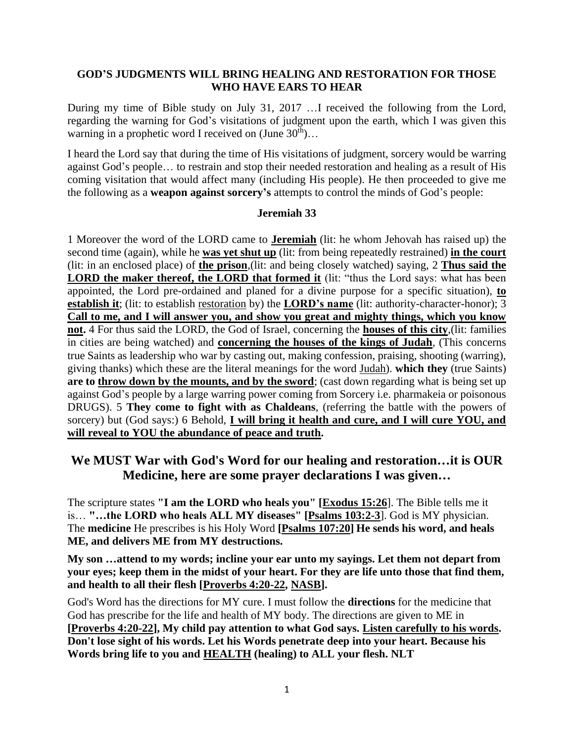**GOD'S JUDGMENTS WILL BRING HEALING AND RESTORATION FOR THOSE WHO HAVE EARS TO HEAR**

During my time of Bible study on July 31, 2017 …I received the following from the Lord, regarding the warning for God's visitations of judgment upon the earth, which I was given this warning in a prophetic word I received on (June 30th)…

I heard the Lord say that during the time of His visitations of judgment, sorcery would be warring against God's people… to restrain and stop their needed restoration and healing as a result of His coming visitation that would affect many (including His people). He then proceeded to give me the following as a **weapon against sorcery's** attempts to control the minds of God's people:

**Jeremiah 33**

1 Moreover the word of the LORD came to **Jeremiah** (lit: he whom Jehovah has raised up) the second time (again), while he **was yet shut up** (lit: from being repeatedly restrained) **in the court** (lit: in an enclosed place) of **the prison**,(lit: and being closely watched) saying, 2 **Thus said the LORD the maker thereof, the LORD that formed it** (lit: "thus the Lord says: what has been appointed, the Lord pre-ordained and planed for a divine purpose for a specific situation), **to establish it**; (lit: to establish restoration by) the **LORD's name** (lit: authority-character-honor); 3 **Call to me, and I will answer you, and show you great and mighty things, which you know not.** 4 For thus said the LORD, the God of Israel, concerning the **houses of this city**,(lit: families in cities are being watched) and **concerning the houses of the kings of Judah**, (This concerns true Saints as leadership who war by casting out, making confession, praising, shooting (warring), giving thanks) which these are the literal meanings for the word Judah). **which they** (true Saints) **are to throw down by the mounts, and by the sword**; (cast down regarding what is being set up against God's people by a large warring power coming from Sorcery i.e. pharmakeia or poisonous DRUGS). 5 **They come to fight with as Chaldeans**, (referring the battle with the powers of sorcery) but (God says:) 6 Behold, **I will bring it health and cure, and I will cure YOU, and will reveal to YOU the abundance of peace and truth.**

## We MUST War with God's Word for our healing and restoration…it is OUR Medicine, here are some prayer declarations I was given…

The scripture states **"I am the LORD who heals you" [Exodus 15:26**]. The Bible tells me it is… **"…the LORD who heals ALL MY diseases" [Psalms 103:2-3**]. God is MY physician. The **medicine** He prescribes is his Holy Word **[Psalms 107:20] He sends his word, and heals ME, and delivers ME from MY destructions.**

**My son …attend to my words; incline your ear unto my sayings. Let them not depart from your eyes; keep them in the midst of your heart. For they are life unto those that find them, and health to all their flesh [Proverbs 4:20-22, NASB].**

God's Word has the directions for MY cure. I must follow the **directions** for the medicine that God has prescribe for the life and health of MY body. The directions are given to ME in **[Proverbs 4:20-22], My child pay attention to what God says. Listen carefully to his words. Don't lose sight of his words. Let his Words penetrate deep into your heart. Because his Words bring life to you and HEALTH (healing) to ALL your flesh. NLT**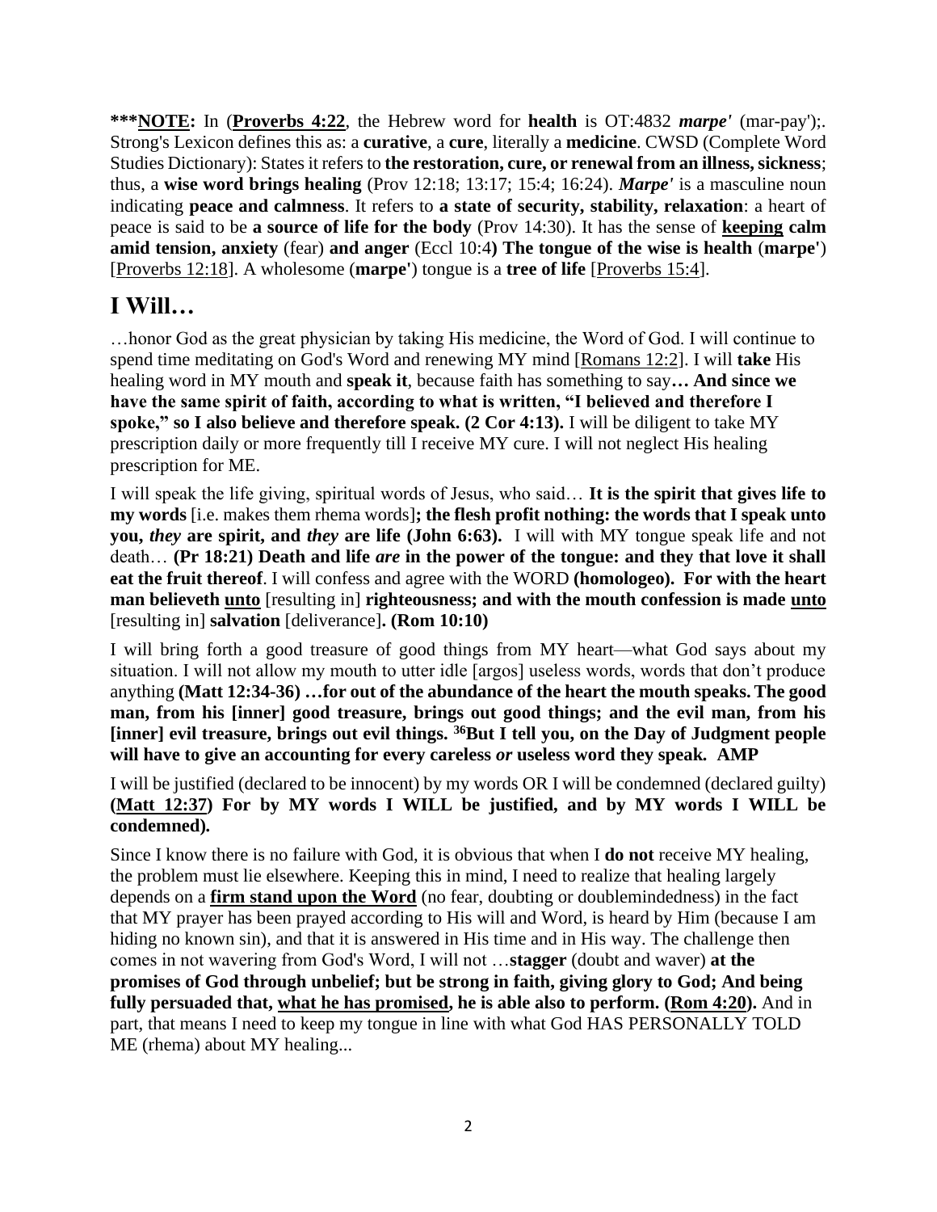**\*\*\*<u>NOTE</u>:** In (**<u>Proverbs 4:22</u>**, the Hebrew word for **health** is OT:4832 ***marpe'*** (mar-pay');. Strong's Lexicon defines this as: a **curative**, a **cure**, literally a **medicine**. CWSD (Complete Word Studies Dictionary): States it refers to **the restoration, cure, or renewal from an illness, sickness**; thus, a **wise word brings healing** (Prov 12:18; 13:17; 15:4; 16:24). ***Marpe'*** is a masculine noun indicating **peace and calmness**. It refers to **a state of security, stability, relaxation**: a heart of peace is said to be **a source of life for the body** (Prov 14:30). It has the sense of **<u>keeping</u> calm amid tension, anxiety** (fear) **and anger** (Eccl 10:4**) The tongue of the wise is health** (**marpe'**) [<u>Proverbs 12:18</u>]. A wholesome (**marpe'**) tongue is a **tree of life** [<u>Proverbs 15:4</u>].

## I Will…

…honor God as the great physician by taking His medicine, the Word of God. I will continue to spend time meditating on God's Word and renewing MY mind [<u>Romans 12:2</u>]. I will **take** His healing word in MY mouth and **speak it**, because faith has something to say**… And since we have the same spirit of faith, according to what is written, "I believed and therefore I spoke," so I also believe and therefore speak. (2 Cor 4:13).** I will be diligent to take MY prescription daily or more frequently till I receive MY cure. I will not neglect His healing prescription for ME.

I will speak the life giving, spiritual words of Jesus, who said… **It is the spirit that gives life to my words** [i.e. makes them rhema words]**; the flesh profit nothing: the words that I speak unto you, *they* are spirit, and *they* are life (John 6:63).** I will with MY tongue speak life and not death… **(Pr 18:21) Death and life *are* in the power of the tongue: and they that love it shall eat the fruit thereof**. I will confess and agree with the WORD **(homologeo). For with the heart man believeth <u>unto</u>** [resulting in] **righteousness; and with the mouth confession is made <u>unto</u>** [resulting in] **salvation** [deliverance]**. (Rom 10:10)**

I will bring forth a good treasure of good things from MY heart—what God says about my situation. I will not allow my mouth to utter idle [argos] useless words, words that don't produce anything **(Matt 12:34-36) …for out of the abundance of the heart the mouth speaks. The good man, from his [inner] good treasure, brings out good things; and the evil man, from his [inner] evil treasure, brings out evil things. [36]But I tell you, on the Day of Judgment people will have to give an accounting for every careless *or* useless word they speak. AMP**

I will be justified (declared to be innocent) by my words OR I will be condemned (declared guilty) **(<u>Matt 12:37</u>) For by MY words I WILL be justified, and by MY words I WILL be condemned).**

Since I know there is no failure with God, it is obvious that when I **do not** receive MY healing, the problem must lie elsewhere. Keeping this in mind, I need to realize that healing largely depends on a **<u>firm stand upon the Word</u>** (no fear, doubting or doublemindedness) in the fact that MY prayer has been prayed according to His will and Word, is heard by Him (because I am hiding no known sin), and that it is answered in His time and in His way. The challenge then comes in not wavering from God's Word, I will not …**stagger** (doubt and waver) **at the promises of God through unbelief; but be strong in faith, giving glory to God; And being fully persuaded that, <u>what he has promised</u>, he is able also to perform. (<u>Rom 4:20</u>).** And in part, that means I need to keep my tongue in line with what God HAS PERSONALLY TOLD ME (rhema) about MY healing...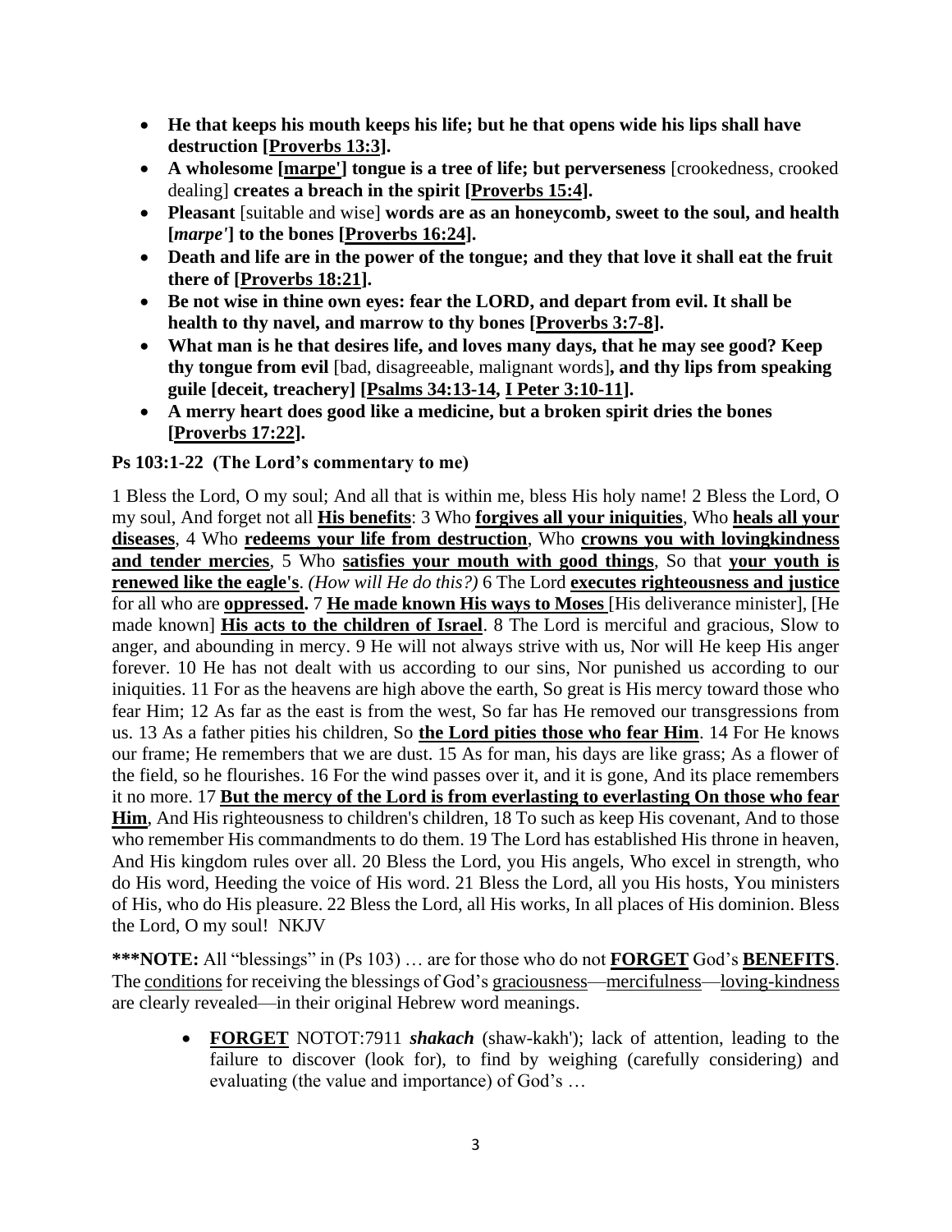- **He that keeps his mouth keeps his life; but he that opens wide his lips shall have destruction [Proverbs 13:3].**
- **A wholesome [marpe'] tongue is a tree of life; but perverseness** [crookedness, crooked dealing] **creates a breach in the spirit [Proverbs 15:4].**
- **Pleasant** [suitable and wise] **words are as an honeycomb, sweet to the soul, and health [*marpe'*] to the bones [Proverbs 16:24].**
- **Death and life are in the power of the tongue; and they that love it shall eat the fruit there of [Proverbs 18:21].**
- **Be not wise in thine own eyes: fear the LORD, and depart from evil. It shall be health to thy navel, and marrow to thy bones [Proverbs 3:7-8].**
- **What man is he that desires life, and loves many days, that he may see good? Keep thy tongue from evil** [bad, disagreeable, malignant words]**, and thy lips from speaking guile [deceit, treachery] [Psalms 34:13-14, I Peter 3:10-11].**
- **A merry heart does good like a medicine, but a broken spirit dries the bones [Proverbs 17:22].**

**Ps 103:1-22 (The Lord's commentary to me)**

1 Bless the Lord, O my soul; And all that is within me, bless His holy name! 2 Bless the Lord, O my soul, And forget not all **His benefits**: 3 Who **forgives all your iniquities**, Who **heals all your diseases**, 4 Who **redeems your life from destruction**, Who **crowns you with lovingkindness and tender mercies**, 5 Who **satisfies your mouth with good things**, So that **your youth is renewed like the eagle's**. *(How will He do this?)* 6 The Lord **executes righteousness and justice** for all who are **oppressed.** 7 **He made known His ways to Moses** [His deliverance minister], [He made known] **His acts to the children of Israel**. 8 The Lord is merciful and gracious, Slow to anger, and abounding in mercy. 9 He will not always strive with us, Nor will He keep His anger forever. 10 He has not dealt with us according to our sins, Nor punished us according to our iniquities. 11 For as the heavens are high above the earth, So great is His mercy toward those who fear Him; 12 As far as the east is from the west, So far has He removed our transgressions from us. 13 As a father pities his children, So **the Lord pities those who fear Him**. 14 For He knows our frame; He remembers that we are dust. 15 As for man, his days are like grass; As a flower of the field, so he flourishes. 16 For the wind passes over it, and it is gone, And its place remembers it no more. 17 **But the mercy of the Lord is from everlasting to everlasting On those who fear Him**, And His righteousness to children's children, 18 To such as keep His covenant, And to those who remember His commandments to do them. 19 The Lord has established His throne in heaven, And His kingdom rules over all. 20 Bless the Lord, you His angels, Who excel in strength, who do His word, Heeding the voice of His word. 21 Bless the Lord, all you His hosts, You ministers of His, who do His pleasure. 22 Bless the Lord, all His works, In all places of His dominion. Bless the Lord, O my soul! NKJV

**\*\*\*NOTE:** All "blessings" in (Ps 103) … are for those who do not **FORGET** God's **BENEFITS**. The conditions for receiving the blessings of God's graciousness—mercifulness—loving-kindness are clearly revealed—in their original Hebrew word meanings.

- **FORGET** NOTOT:7911 ***shakach*** (shaw-kakh'); lack of attention, leading to the failure to discover (look for), to find by weighing (carefully considering) and evaluating (the value and importance) of God's …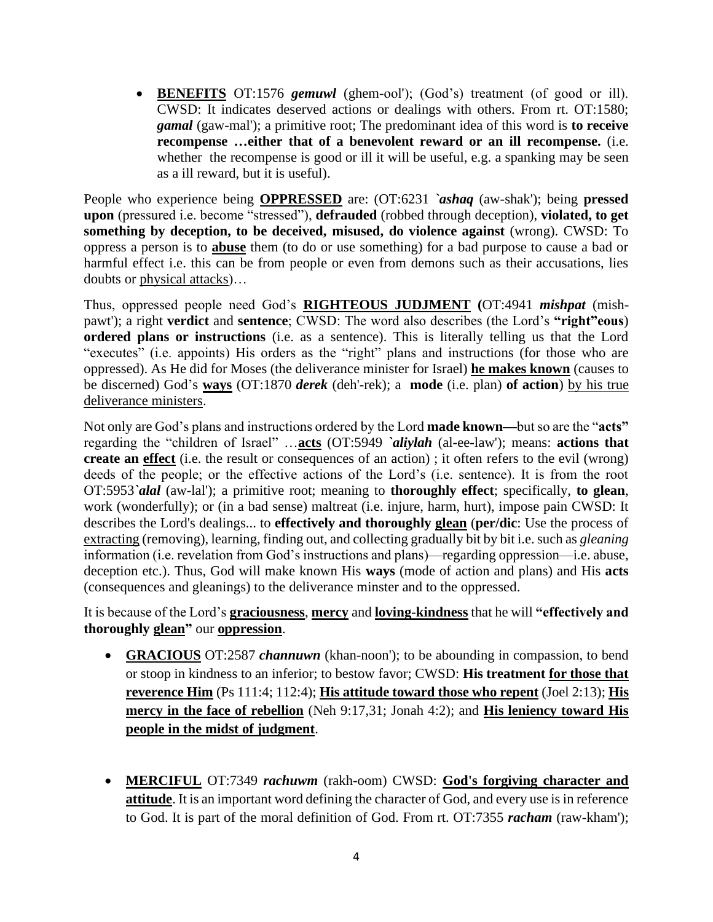- **<u>BENEFITS</u>** OT:1576 ***gemuwl*** (ghem-ool'); (God's) treatment (of good or ill). CWSD: It indicates deserved actions or dealings with others. From rt. OT:1580; ***gamal*** (gaw-mal'); a primitive root; The predominant idea of this word is **to receive recompense …either that of a benevolent reward or an ill recompense.** (i.e. whether the recompense is good or ill it will be useful, e.g. a spanking may be seen as a ill reward, but it is useful).

People who experience being **<u>OPPRESSED</u>** are: (OT:6231 ***`ashaq*** (aw-shak'); being **pressed upon** (pressured i.e. become "stressed"), **defrauded** (robbed through deception), **violated, to get something by deception, to be deceived, misused, do violence against** (wrong). CWSD: To oppress a person is to **<u>abuse</u>** them (to do or use something) for a bad purpose to cause a bad or harmful effect i.e. this can be from people or even from demons such as their accusations, lies doubts or <u>physical attacks</u>)…

Thus, oppressed people need God's **<u>RIGHTEOUS JUDJMENT</u> (**OT:4941 ***mishpat*** (mish-pawt'); a right **verdict** and **sentence**; CWSD: The word also describes (the Lord's **"right"eous**) **ordered plans or instructions** (i.e. as a sentence). This is literally telling us that the Lord "executes" (i.e. appoints) His orders as the "right" plans and instructions (for those who are oppressed). As He did for Moses (the deliverance minister for Israel) **<u>he makes known</u>** (causes to be discerned) God's **<u>ways</u>** (OT:1870 ***derek*** (deh'-rek); a **mode** (i.e. plan) **of action**) <u>by his true deliverance ministers</u>.

Not only are God's plans and instructions ordered by the Lord **made known—**but so are the "**acts"** regarding the "children of Israel" …**<u>acts</u>** (OT:5949 ***`aliylah*** (al-ee-law'); means: **actions that create an <u>effect</u>** (i.e. the result or consequences of an action) ; it often refers to the evil (wrong) deeds of the people; or the effective actions of the Lord's (i.e. sentence). It is from the root OT:5953***`alal*** (aw-lal'); a primitive root; meaning to **thoroughly effect**; specifically, **to glean**, work (wonderfully); or (in a bad sense) maltreat (i.e. injure, harm, hurt), impose pain CWSD: It describes the Lord's dealings... to **effectively and thoroughly <u>glean</u>** (**per/dic**: Use the process of <u>extracting</u> (removing), learning, finding out, and collecting gradually bit by bit i.e. such as *gleaning* information (i.e. revelation from God's instructions and plans)—regarding oppression—i.e. abuse, deception etc.). Thus, God will make known His **ways** (mode of action and plans) and His **acts** (consequences and gleanings) to the deliverance minster and to the oppressed.

It is because of the Lord's **<u>graciousness</u>**, **<u>mercy</u>** and **<u>loving-kindness</u>** that he will **"effectively and thoroughly <u>glean</u>"** our **<u>oppression</u>**.

- **<u>GRACIOUS</u>** OT:2587 ***channuwn*** (khan-noon'); to be abounding in compassion, to bend or stoop in kindness to an inferior; to bestow favor; CWSD: **His treatment <u>for those that reverence Him</u>** (Ps 111:4; 112:4); **<u>His attitude toward those who repent</u>** (Joel 2:13); **<u>His mercy in the face of rebellion</u>** (Neh 9:17,31; Jonah 4:2); and **<u>His leniency toward His people in the midst of judgment</u>**.

- **<u>MERCIFUL</u>** OT:7349 ***rachuwm*** (rakh-oom) CWSD: **<u>God's forgiving character and attitude</u>**. It is an important word defining the character of God, and every use is in reference to God. It is part of the moral definition of God. From rt. OT:7355 ***racham*** (raw-kham');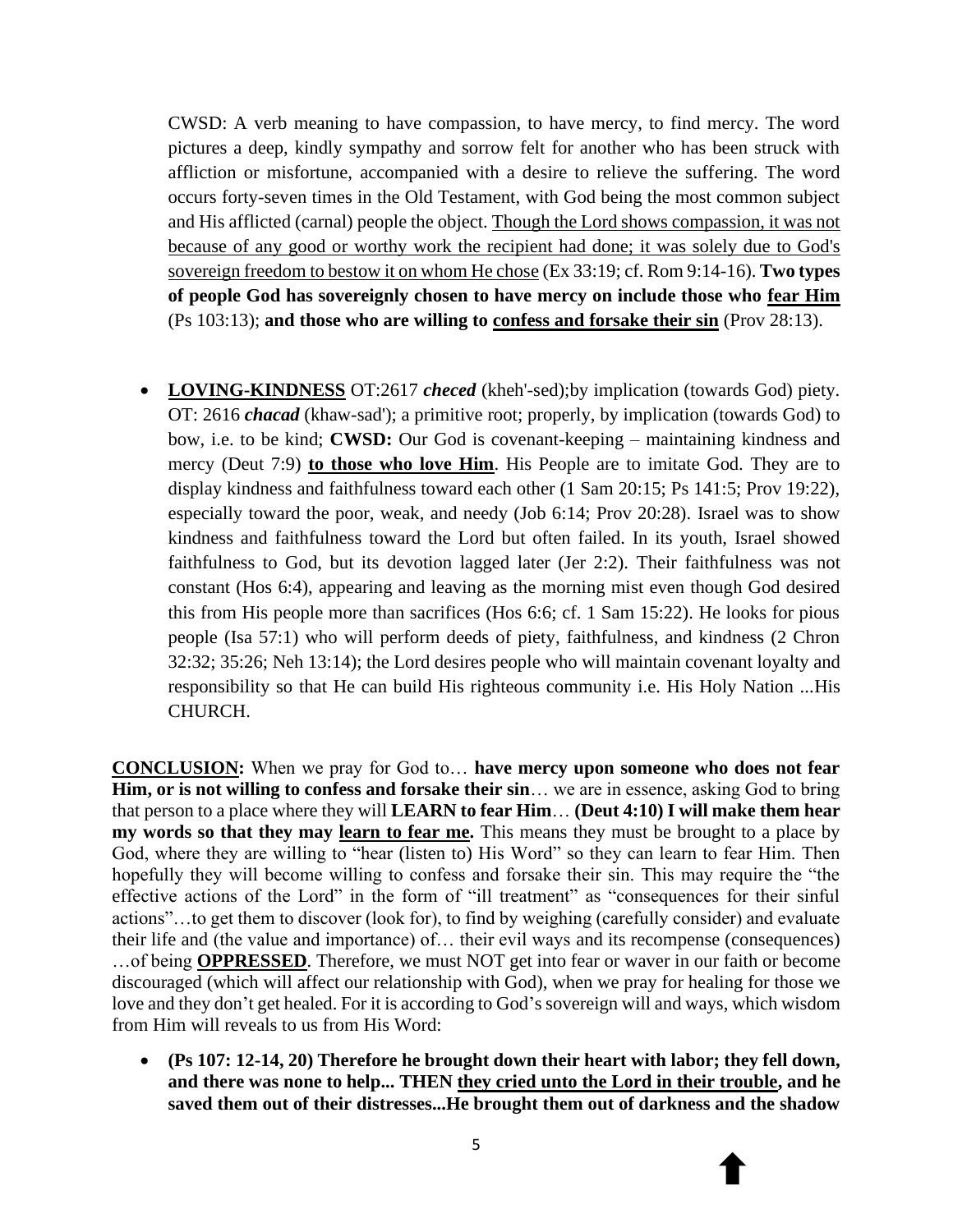CWSD: A verb meaning to have compassion, to have mercy, to find mercy. The word pictures a deep, kindly sympathy and sorrow felt for another who has been struck with affliction or misfortune, accompanied with a desire to relieve the suffering. The word occurs forty-seven times in the Old Testament, with God being the most common subject and His afflicted (carnal) people the object. <u>Though the Lord shows compassion, it was not because of any good or worthy work the recipient had done; it was solely due to God's sovereign freedom to bestow it on whom He chose</u> (Ex 33:19; cf. Rom 9:14-16). **Two types of people God has sovereignly chosen to have mercy on include those who <u>fear Him</u>** (Ps 103:13); **and those who are willing to <u>confess and forsake their sin</u>** (Prov 28:13).

- **<u>LOVING-KINDNESS</u>** OT:2617 ***checed*** (kheh'-sed);by implication (towards God) piety. OT: 2616 ***chacad*** (khaw-sad'); a primitive root; properly, by implication (towards God) to bow, i.e. to be kind; **CWSD:** Our God is covenant-keeping – maintaining kindness and mercy (Deut 7:9) **<u>to those who love Him</u>**. His People are to imitate God. They are to display kindness and faithfulness toward each other (1 Sam 20:15; Ps 141:5; Prov 19:22), especially toward the poor, weak, and needy (Job 6:14; Prov 20:28). Israel was to show kindness and faithfulness toward the Lord but often failed. In its youth, Israel showed faithfulness to God, but its devotion lagged later (Jer 2:2). Their faithfulness was not constant (Hos 6:4), appearing and leaving as the morning mist even though God desired this from His people more than sacrifices (Hos 6:6; cf. 1 Sam 15:22). He looks for pious people (Isa 57:1) who will perform deeds of piety, faithfulness, and kindness (2 Chron 32:32; 35:26; Neh 13:14); the Lord desires people who will maintain covenant loyalty and responsibility so that He can build His righteous community i.e. His Holy Nation ...His CHURCH.

**<u>CONCLUSION</u>:** When we pray for God to… **have mercy upon someone who does not fear Him, or is not willing to confess and forsake their sin**… we are in essence, asking God to bring that person to a place where they will **LEARN to fear Him**… **(Deut 4:10) I will make them hear my words so that they may <u>learn to fear me</u>.** This means they must be brought to a place by God, where they are willing to "hear (listen to) His Word" so they can learn to fear Him. Then hopefully they will become willing to confess and forsake their sin. This may require the "the effective actions of the Lord" in the form of "ill treatment" as "consequences for their sinful actions"…to get them to discover (look for), to find by weighing (carefully consider) and evaluate their life and (the value and importance) of… their evil ways and its recompense (consequences) …of being **<u>OPPRESSED</u>**. Therefore, we must NOT get into fear or waver in our faith or become discouraged (which will affect our relationship with God), when we pray for healing for those we love and they don't get healed. For it is according to God's sovereign will and ways, which wisdom from Him will reveals to us from His Word:

- **(Ps 107: 12-14, 20) Therefore he brought down their heart with labor; they fell down, and there was none to help... THEN <u>they cried unto the Lord in their trouble</u>, and he saved them out of their distresses...He brought them out of darkness and the shadow**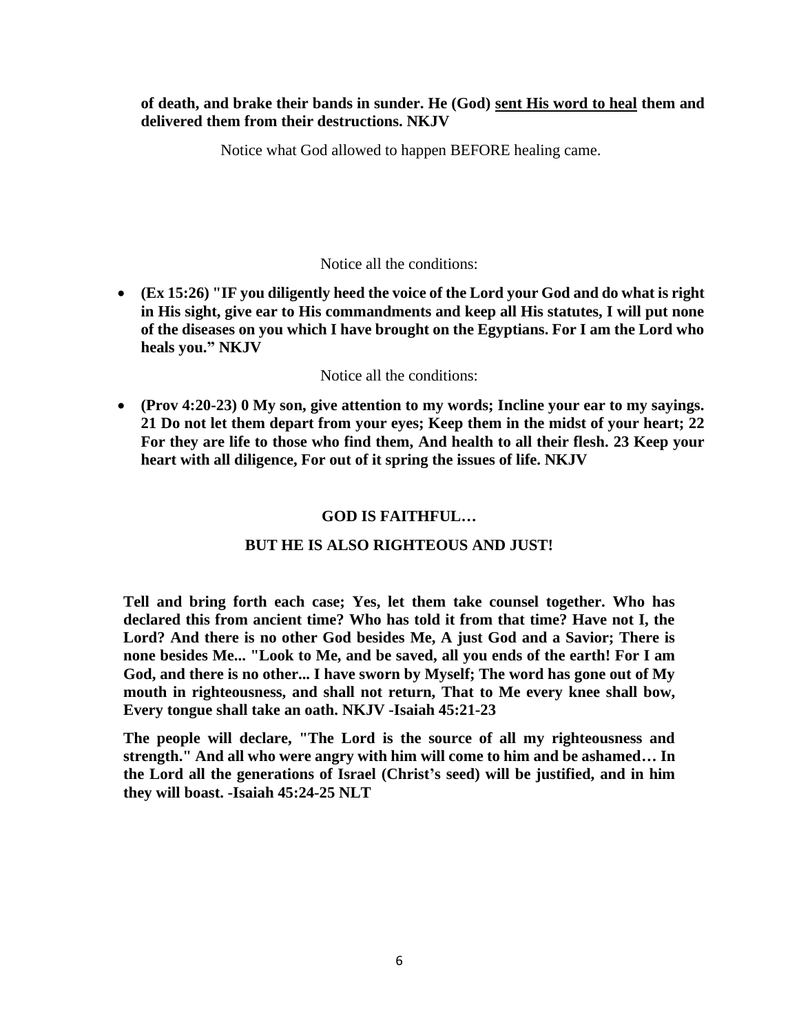**of death, and brake their bands in sunder. He (God) <u>sent His word to heal</u> them and delivered them from their destructions. NKJV**

Notice what God allowed to happen BEFORE healing came.

Notice all the conditions:

- **(Ex 15:26) "IF you diligently heed the voice of the Lord your God and do what is right in His sight, give ear to His commandments and keep all His statutes, I will put none of the diseases on you which I have brought on the Egyptians. For I am the Lord who heals you." NKJV**

Notice all the conditions:

- **(Prov 4:20-23) 0 My son, give attention to my words; Incline your ear to my sayings. 21 Do not let them depart from your eyes; Keep them in the midst of your heart; 22 For they are life to those who find them, And health to all their flesh. 23 Keep your heart with all diligence, For out of it spring the issues of life. NKJV**

**GOD IS FAITHFUL…**

**BUT HE IS ALSO RIGHTEOUS AND JUST!**

**Tell and bring forth each case; Yes, let them take counsel together. Who has declared this from ancient time? Who has told it from that time? Have not I, the Lord? And there is no other God besides Me, A just God and a Savior; There is none besides Me... "Look to Me, and be saved, all you ends of the earth! For I am God, and there is no other... I have sworn by Myself; The word has gone out of My mouth in righteousness, and shall not return, That to Me every knee shall bow, Every tongue shall take an oath. NKJV -Isaiah 45:21-23**

**The people will declare, "The Lord is the source of all my righteousness and strength." And all who were angry with him will come to him and be ashamed… In the Lord all the generations of Israel (Christ's seed) will be justified, and in him they will boast. -Isaiah 45:24-25 NLT**